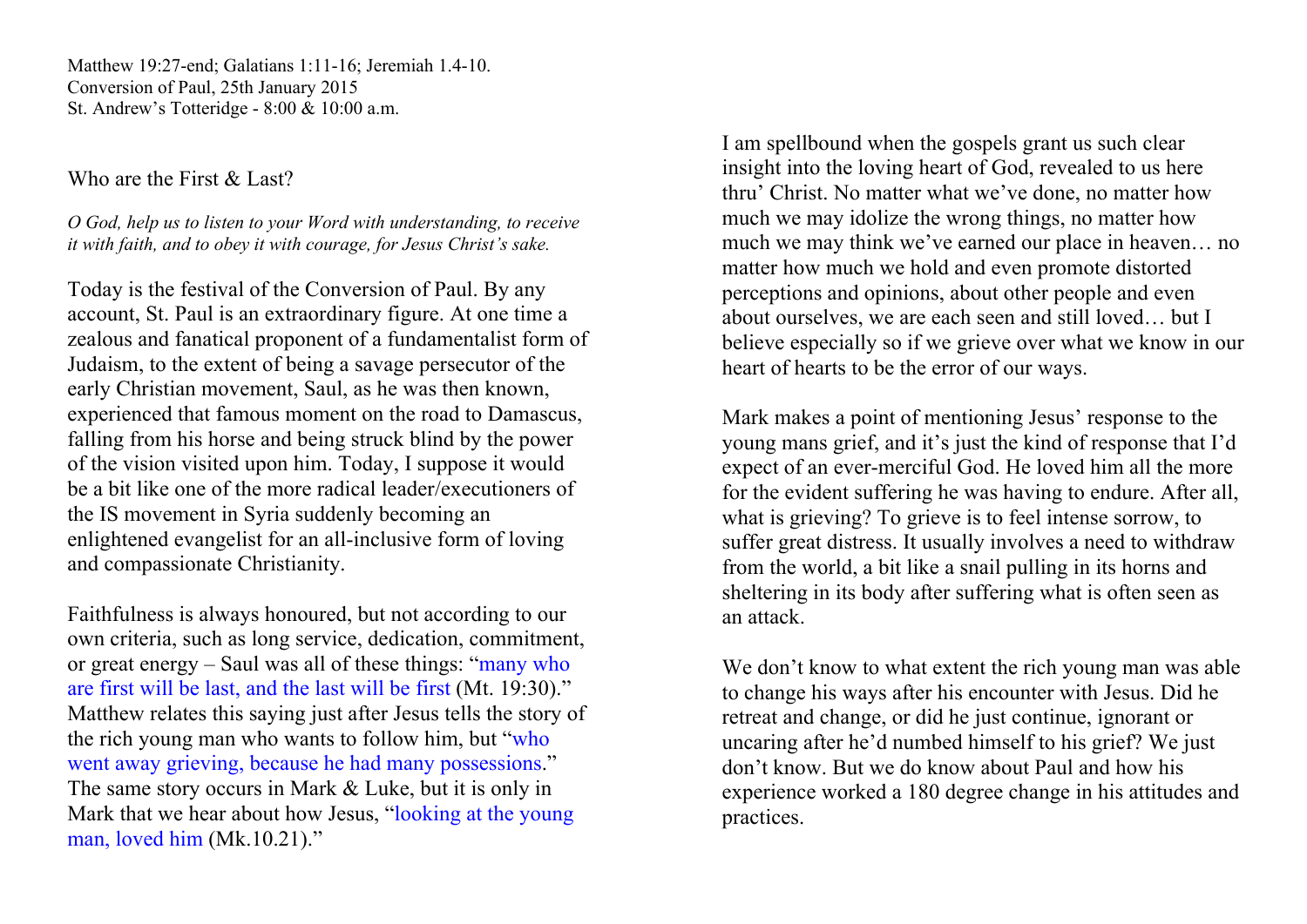Matthew 19:27-end; Galatians 1:11-16; Jeremiah 1.4-10.
Conversion of Paul, 25th January 2015
St. Andrew's Totteridge - 8:00 & 10:00 a.m.

## Who are the First & Last?

*O God, help us to listen to your Word with understanding, to receive it with faith, and to obey it with courage, for Jesus Christ's sake.*

Today is the festival of the Conversion of Paul. By any account, St. Paul is an extraordinary figure. At one time a zealous and fanatical proponent of a fundamentalist form of Judaism, to the extent of being a savage persecutor of the early Christian movement, Saul, as he was then known, experienced that famous moment on the road to Damascus, falling from his horse and being struck blind by the power of the vision visited upon him. Today, I suppose it would be a bit like one of the more radical leader/executioners of the IS movement in Syria suddenly becoming an enlightened evangelist for an all-inclusive form of loving and compassionate Christianity.

Faithfulness is always honoured, but not according to our own criteria, such as long service, dedication, commitment, or great energy – Saul was all of these things: "many who are first will be last, and the last will be first (Mt. 19:30)." Matthew relates this saying just after Jesus tells the story of the rich young man who wants to follow him, but "who went away grieving, because he had many possessions." The same story occurs in Mark & Luke, but it is only in Mark that we hear about how Jesus, "looking at the young man, loved him (Mk.10.21)."

I am spellbound when the gospels grant us such clear insight into the loving heart of God, revealed to us here thru' Christ. No matter what we've done, no matter how much we may idolize the wrong things, no matter how much we may think we've earned our place in heaven… no matter how much we hold and even promote distorted perceptions and opinions, about other people and even about ourselves, we are each seen and still loved… but I believe especially so if we grieve over what we know in our heart of hearts to be the error of our ways.

Mark makes a point of mentioning Jesus' response to the young mans grief, and it's just the kind of response that I'd expect of an ever-merciful God. He loved him all the more for the evident suffering he was having to endure. After all, what is grieving? To grieve is to feel intense sorrow, to suffer great distress. It usually involves a need to withdraw from the world, a bit like a snail pulling in its horns and sheltering in its body after suffering what is often seen as an attack.

We don't know to what extent the rich young man was able to change his ways after his encounter with Jesus. Did he retreat and change, or did he just continue, ignorant or uncaring after he'd numbed himself to his grief? We just don't know. But we do know about Paul and how his experience worked a 180 degree change in his attitudes and practices.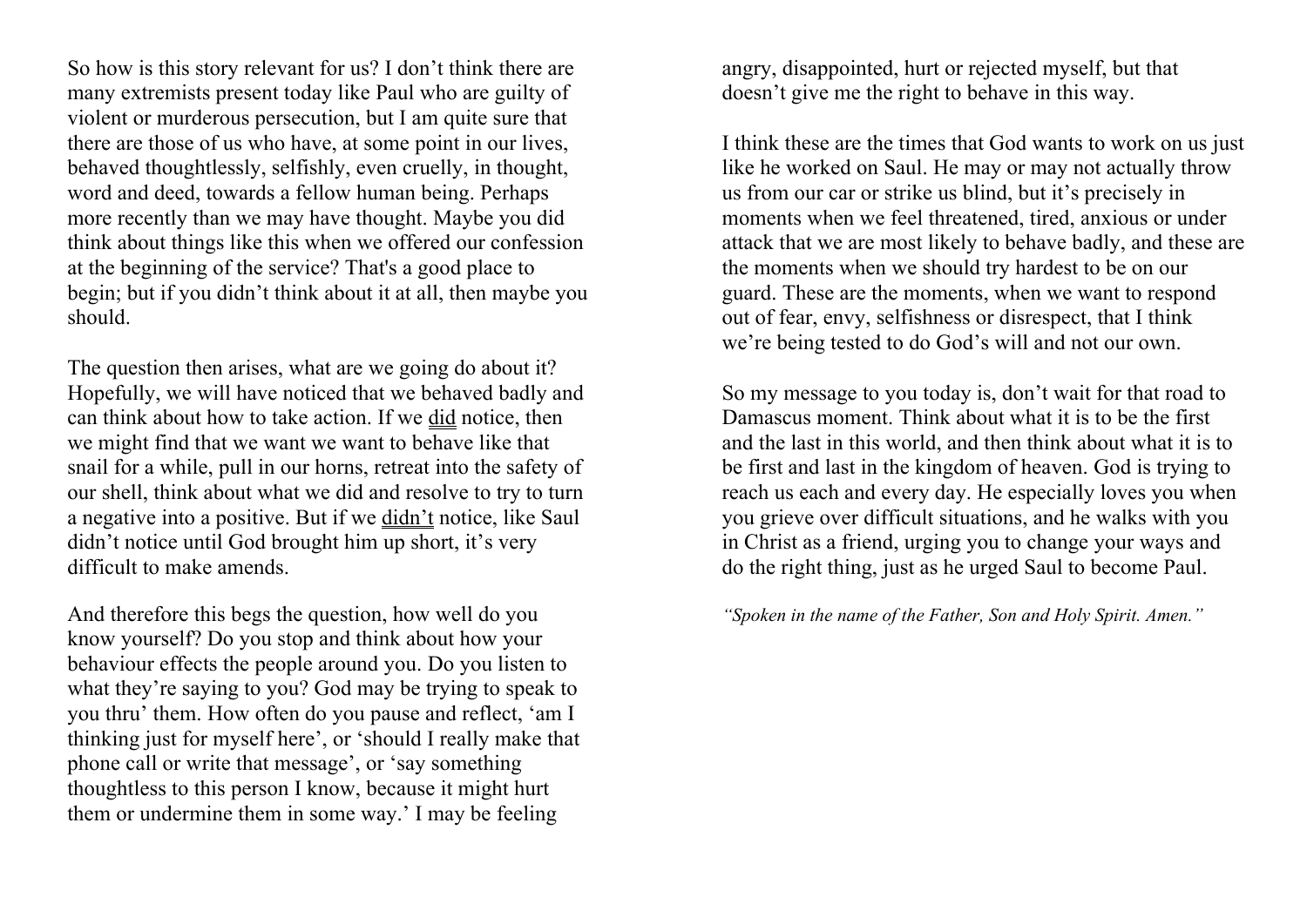So how is this story relevant for us? I don't think there are many extremists present today like Paul who are guilty of violent or murderous persecution, but I am quite sure that there are those of us who have, at some point in our lives, behaved thoughtlessly, selfishly, even cruelly, in thought, word and deed, towards a fellow human being. Perhaps more recently than we may have thought. Maybe you did think about things like this when we offered our confession at the beginning of the service? That's a good place to begin; but if you didn't think about it at all, then maybe you should.

The question then arises, what are we going do about it? Hopefully, we will have noticed that we behaved badly and can think about how to take action. If we <u>did</u> notice, then we might find that we want we want to behave like that snail for a while, pull in our horns, retreat into the safety of our shell, think about what we did and resolve to try to turn a negative into a positive. But if we <u>didn't</u> notice, like Saul didn't notice until God brought him up short, it's very difficult to make amends.

And therefore this begs the question, how well do you know yourself? Do you stop and think about how your behaviour effects the people around you. Do you listen to what they're saying to you? God may be trying to speak to you thru' them. How often do you pause and reflect, 'am I thinking just for myself here', or 'should I really make that phone call or write that message', or 'say something thoughtless to this person I know, because it might hurt them or undermine them in some way.' I may be feeling angry, disappointed, hurt or rejected myself, but that doesn't give me the right to behave in this way.

I think these are the times that God wants to work on us just like he worked on Saul. He may or may not actually throw us from our car or strike us blind, but it's precisely in moments when we feel threatened, tired, anxious or under attack that we are most likely to behave badly, and these are the moments when we should try hardest to be on our guard. These are the moments, when we want to respond out of fear, envy, selfishness or disrespect, that I think we're being tested to do God's will and not our own.

So my message to you today is, don't wait for that road to Damascus moment. Think about what it is to be the first and the last in this world, and then think about what it is to be first and last in the kingdom of heaven. God is trying to reach us each and every day. He especially loves you when you grieve over difficult situations, and he walks with you in Christ as a friend, urging you to change your ways and do the right thing, just as he urged Saul to become Paul.

*"Spoken in the name of the Father, Son and Holy Spirit. Amen."*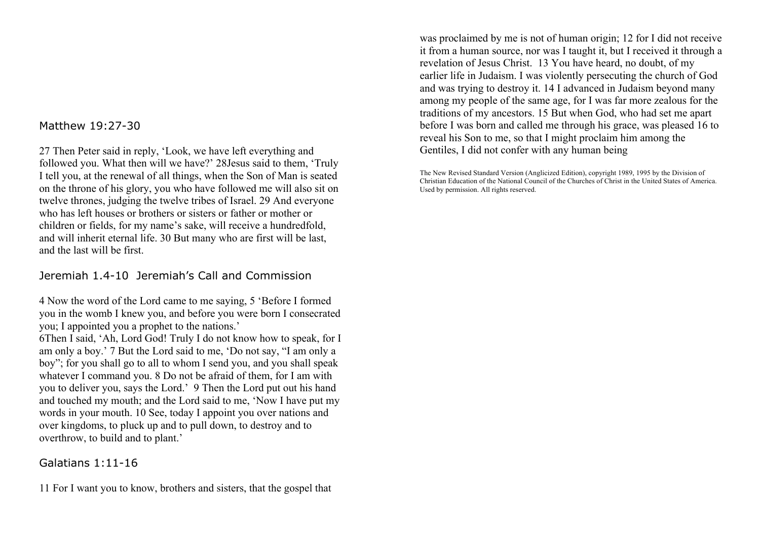## Matthew 19:27-30

27 Then Peter said in reply, 'Look, we have left everything and followed you. What then will we have?' 28Jesus said to them, 'Truly I tell you, at the renewal of all things, when the Son of Man is seated on the throne of his glory, you who have followed me will also sit on twelve thrones, judging the twelve tribes of Israel. 29 And everyone who has left houses or brothers or sisters or father or mother or children or fields, for my name's sake, will receive a hundredfold, and will inherit eternal life. 30 But many who are first will be last, and the last will be first.

## Jeremiah 1.4-10 Jeremiah's Call and Commission

4 Now the word of the Lord came to me saying, 5 'Before I formed you in the womb I knew you, and before you were born I consecrated you; I appointed you a prophet to the nations.'
6Then I said, 'Ah, Lord God! Truly I do not know how to speak, for I am only a boy.' 7 But the Lord said to me, 'Do not say, "I am only a boy"; for you shall go to all to whom I send you, and you shall speak whatever I command you. 8 Do not be afraid of them, for I am with you to deliver you, says the Lord.' 9 Then the Lord put out his hand and touched my mouth; and the Lord said to me, 'Now I have put my words in your mouth. 10 See, today I appoint you over nations and over kingdoms, to pluck up and to pull down, to destroy and to overthrow, to build and to plant.'

## Galatians 1:11-16

11 For I want you to know, brothers and sisters, that the gospel that was proclaimed by me is not of human origin; 12 for I did not receive it from a human source, nor was I taught it, but I received it through a revelation of Jesus Christ. 13 You have heard, no doubt, of my earlier life in Judaism. I was violently persecuting the church of God and was trying to destroy it. 14 I advanced in Judaism beyond many among my people of the same age, for I was far more zealous for the traditions of my ancestors. 15 But when God, who had set me apart before I was born and called me through his grace, was pleased 16 to reveal his Son to me, so that I might proclaim him among the Gentiles, I did not confer with any human being

The New Revised Standard Version (Anglicized Edition), copyright 1989, 1995 by the Division of Christian Education of the National Council of the Churches of Christ in the United States of America. Used by permission. All rights reserved.